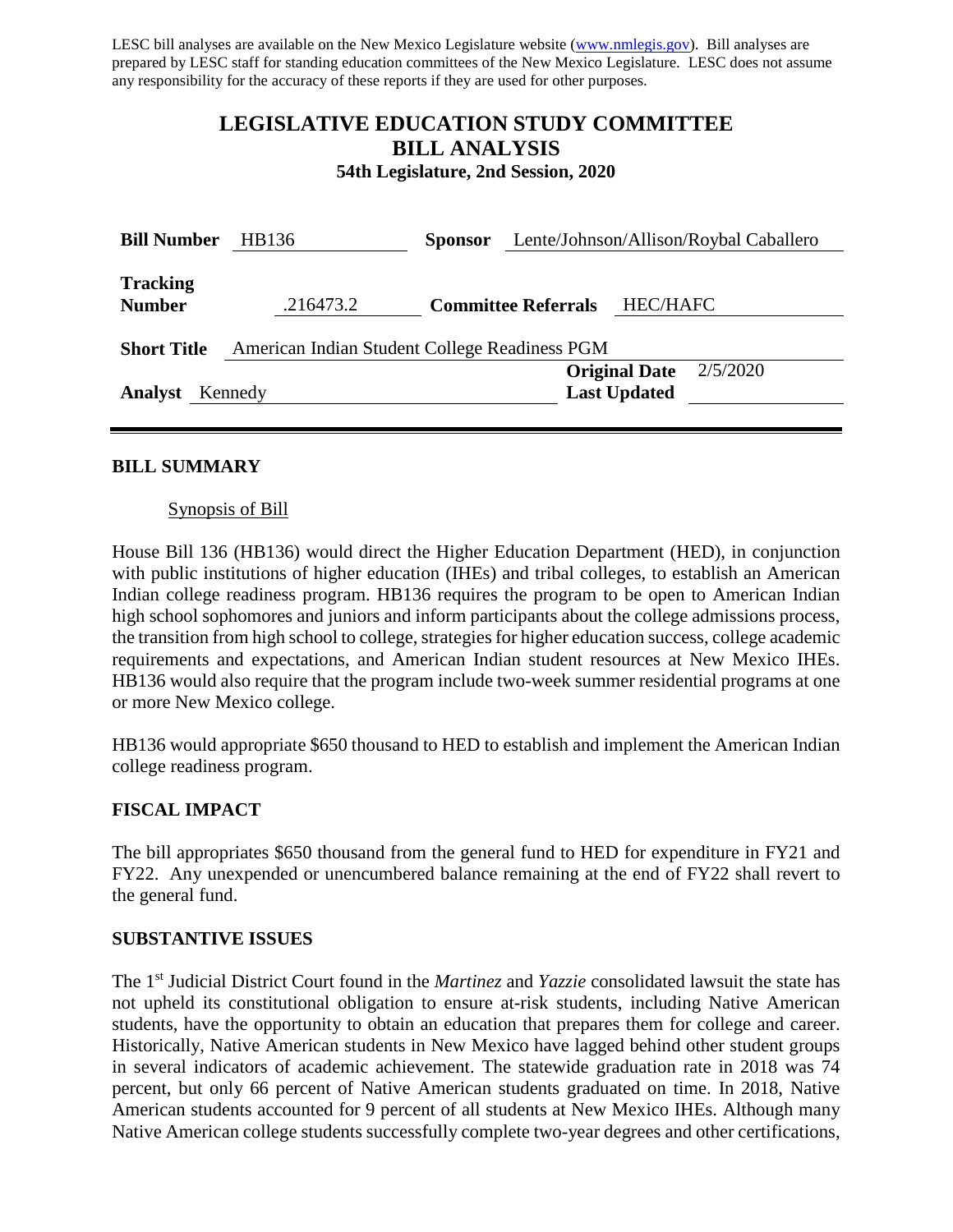LESC bill analyses are available on the New Mexico Legislature website (www.nmlegis.gov). Bill analyses are prepared by LESC staff for standing education committees of the New Mexico Legislature. LESC does not assume any responsibility for the accuracy of these reports if they are used for other purposes.

# LEGISLATIVE EDUCATION STUDY COMMITTEE BILL ANALYSIS

**54th Legislature, 2nd Session, 2020**

| | | | |
|---|---|---|---|
| **Bill Number** | HB136 | **Sponsor** | Lente/Johnson/Allison/Roybal Caballero |
| **Tracking Number** | .216473.2 | **Committee Referrals** | HEC/HAFC |
| **Short Title** | American Indian Student College Readiness PGM | | |
| **Analyst** | Kennedy | **Original Date** | 2/5/2020 |
| | | **Last Updated** | |

## BILL SUMMARY

Synopsis of Bill

House Bill 136 (HB136) would direct the Higher Education Department (HED), in conjunction with public institutions of higher education (IHEs) and tribal colleges, to establish an American Indian college readiness program. HB136 requires the program to be open to American Indian high school sophomores and juniors and inform participants about the college admissions process, the transition from high school to college, strategies for higher education success, college academic requirements and expectations, and American Indian student resources at New Mexico IHEs. HB136 would also require that the program include two-week summer residential programs at one or more New Mexico college.

HB136 would appropriate $650 thousand to HED to establish and implement the American Indian college readiness program.

## FISCAL IMPACT

The bill appropriates $650 thousand from the general fund to HED for expenditure in FY21 and FY22. Any unexpended or unencumbered balance remaining at the end of FY22 shall revert to the general fund.

## SUBSTANTIVE ISSUES

The 1st Judicial District Court found in the *Martinez* and *Yazzie* consolidated lawsuit the state has not upheld its constitutional obligation to ensure at-risk students, including Native American students, have the opportunity to obtain an education that prepares them for college and career. Historically, Native American students in New Mexico have lagged behind other student groups in several indicators of academic achievement. The statewide graduation rate in 2018 was 74 percent, but only 66 percent of Native American students graduated on time. In 2018, Native American students accounted for 9 percent of all students at New Mexico IHEs. Although many Native American college students successfully complete two-year degrees and other certifications,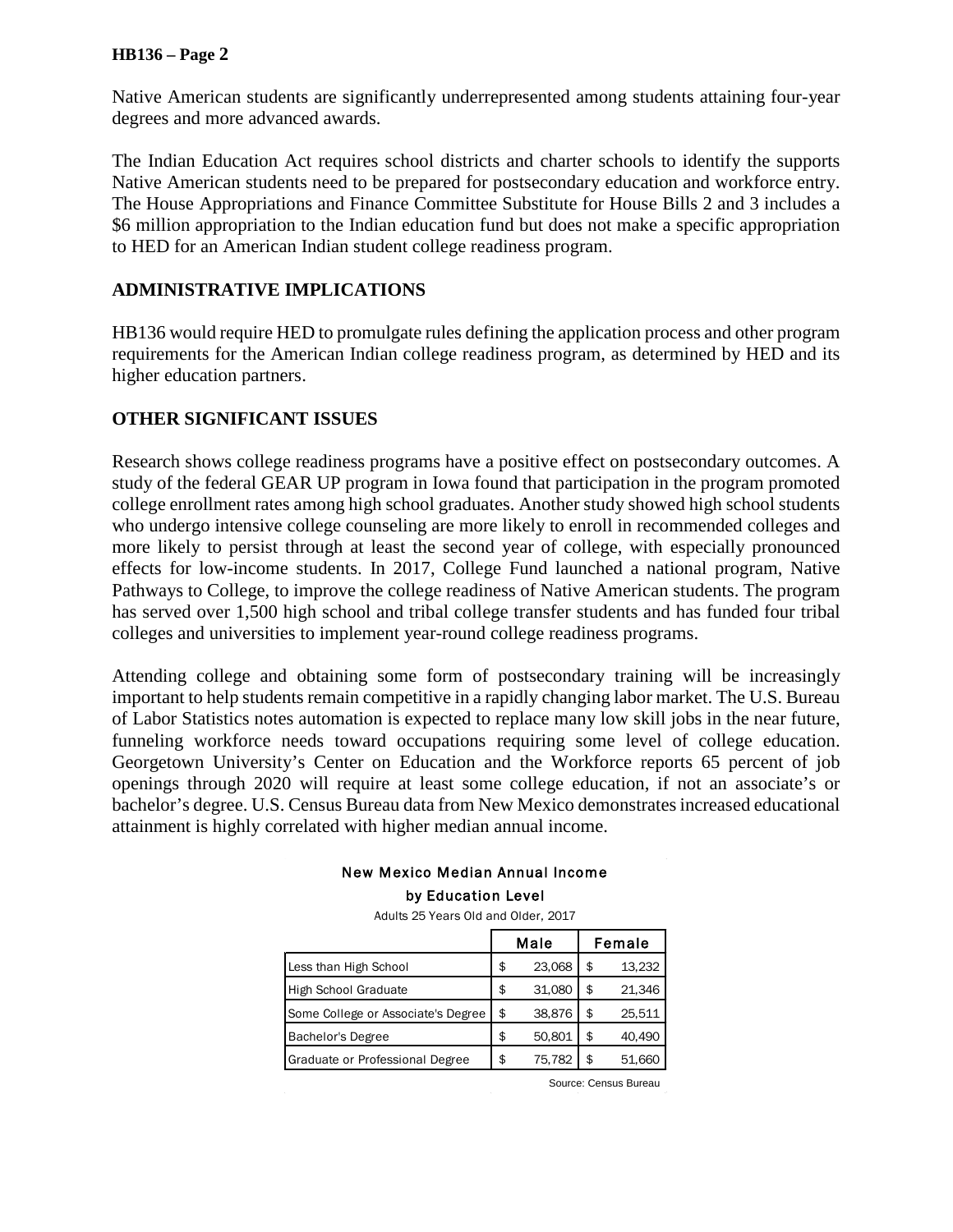Native American students are significantly underrepresented among students attaining four-year degrees and more advanced awards.

The Indian Education Act requires school districts and charter schools to identify the supports Native American students need to be prepared for postsecondary education and workforce entry. The House Appropriations and Finance Committee Substitute for House Bills 2 and 3 includes a $6 million appropriation to the Indian education fund but does not make a specific appropriation to HED for an American Indian student college readiness program.

## ADMINISTRATIVE IMPLICATIONS

HB136 would require HED to promulgate rules defining the application process and other program requirements for the American Indian college readiness program, as determined by HED and its higher education partners.

## OTHER SIGNIFICANT ISSUES

Research shows college readiness programs have a positive effect on postsecondary outcomes. A study of the federal GEAR UP program in Iowa found that participation in the program promoted college enrollment rates among high school graduates. Another study showed high school students who undergo intensive college counseling are more likely to enroll in recommended colleges and more likely to persist through at least the second year of college, with especially pronounced effects for low-income students. In 2017, College Fund launched a national program, Native Pathways to College, to improve the college readiness of Native American students. The program has served over 1,500 high school and tribal college transfer students and has funded four tribal colleges and universities to implement year-round college readiness programs.

Attending college and obtaining some form of postsecondary training will be increasingly important to help students remain competitive in a rapidly changing labor market. The U.S. Bureau of Labor Statistics notes automation is expected to replace many low skill jobs in the near future, funneling workforce needs toward occupations requiring some level of college education. Georgetown University's Center on Education and the Workforce reports 65 percent of job openings through 2020 will require at least some college education, if not an associate's or bachelor's degree. U.S. Census Bureau data from New Mexico demonstrates increased educational attainment is highly correlated with higher median annual income.

**New Mexico Median Annual Income by Education Level**

Adults 25 Years Old and Older, 2017

| | Male | Female |
|---|---|---|
| Less than High School | $ 23,068 | $ 13,232 |
| High School Graduate | $ 31,080 | $ 21,346 |
| Some College or Associate's Degree | $ 38,876 | $ 25,511 |
| Bachelor's Degree | $ 50,801 | $ 40,490 |
| Graduate or Professional Degree | $ 75,782 | $ 51,660 |

Source: Census Bureau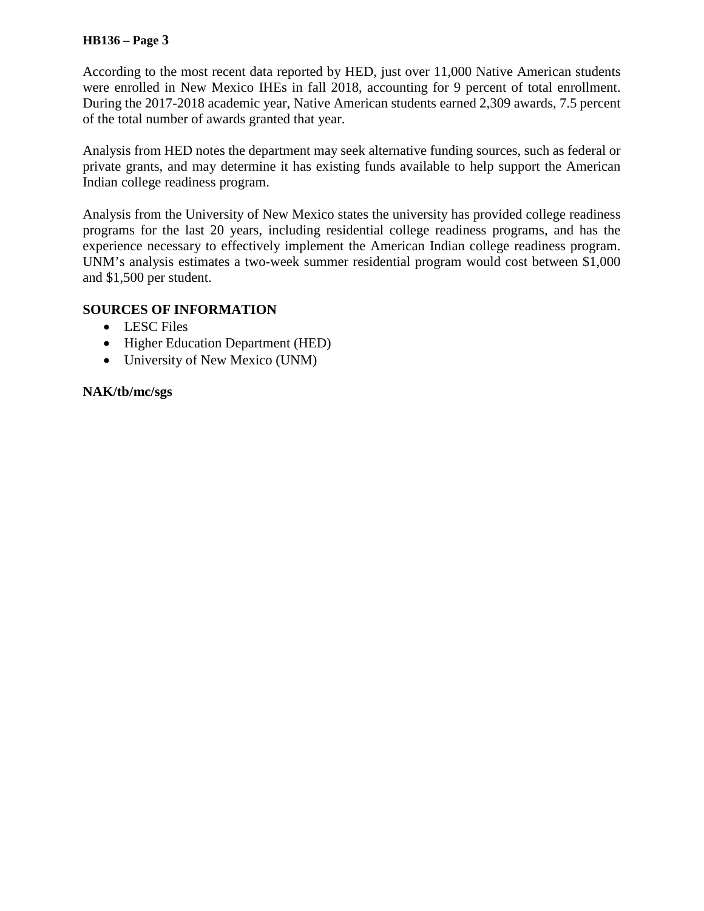According to the most recent data reported by HED, just over 11,000 Native American students were enrolled in New Mexico IHEs in fall 2018, accounting for 9 percent of total enrollment. During the 2017-2018 academic year, Native American students earned 2,309 awards, 7.5 percent of the total number of awards granted that year.

Analysis from HED notes the department may seek alternative funding sources, such as federal or private grants, and may determine it has existing funds available to help support the American Indian college readiness program.

Analysis from the University of New Mexico states the university has provided college readiness programs for the last 20 years, including residential college readiness programs, and has the experience necessary to effectively implement the American Indian college readiness program. UNM's analysis estimates a two-week summer residential program would cost between $1,000 and $1,500 per student.

**SOURCES OF INFORMATION**

- LESC Files
- Higher Education Department (HED)
- University of New Mexico (UNM)

**NAK/tb/mc/sgs**